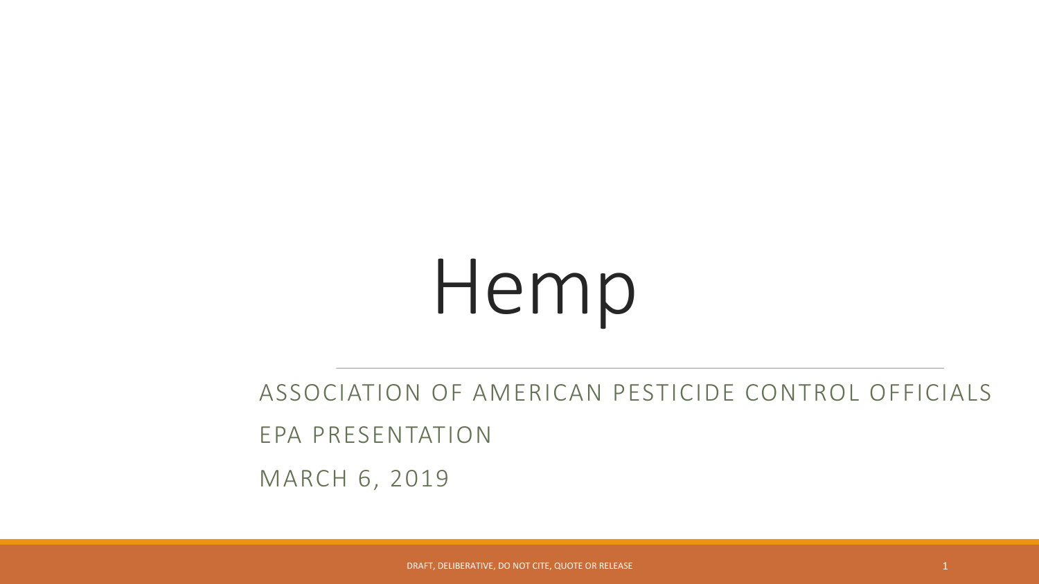# Hemp

ASSOCIATION OF AMERICAN PESTICIDE CONTROL OFFICIALS

EPA PRESENTATION

MARCH 6, 2019

DRAFT, DELIBERATIVE, DO NOT CITE, QUOTE OR RELEASE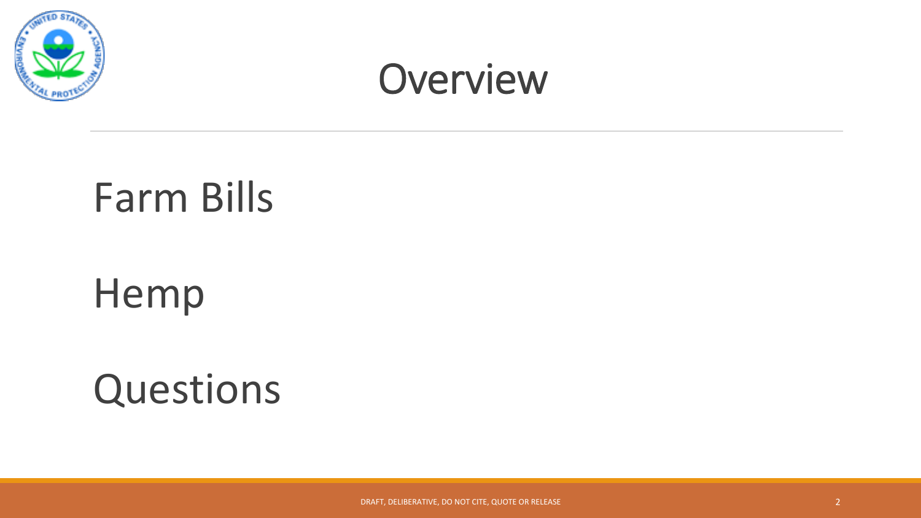# Overview

Farm Bills

Hemp

Questions

DRAFT, DELIBERATIVE, DO NOT CITE, QUOTE OR RELEASE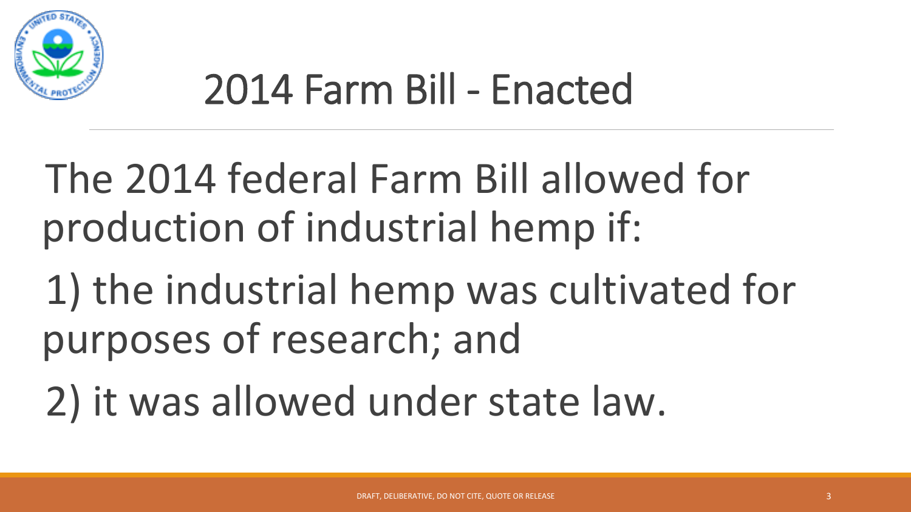# 2014 Farm Bill - Enacted

The 2014 federal Farm Bill allowed for production of industrial hemp if:

1) the industrial hemp was cultivated for purposes of research; and

2) it was allowed under state law.

DRAFT, DELIBERATIVE, DO NOT CITE, QUOTE OR RELEASE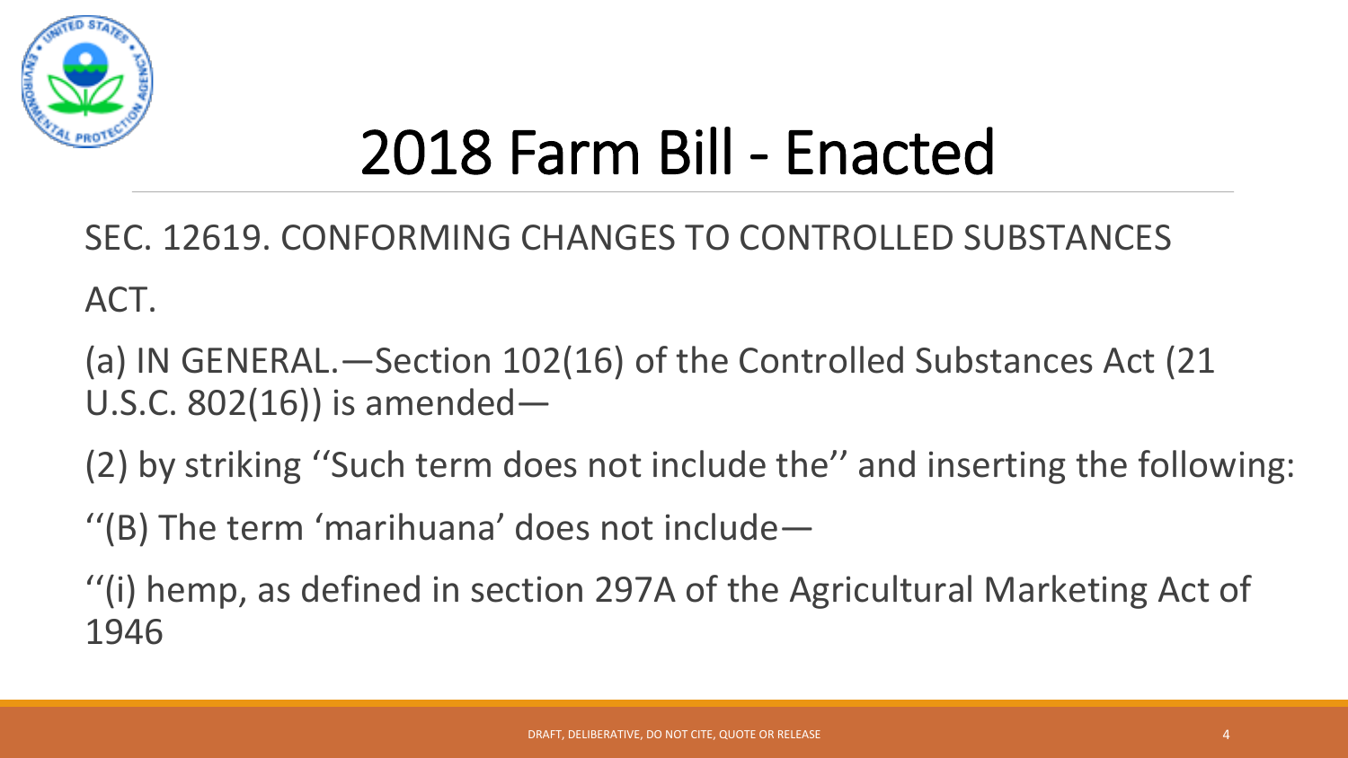# 2018 Farm Bill - Enacted

SEC. 12619. CONFORMING CHANGES TO CONTROLLED SUBSTANCES ACT.

(a) IN GENERAL.—Section 102(16) of the Controlled Substances Act (21 U.S.C. 802(16)) is amended—

(2) by striking ''Such term does not include the'' and inserting the following:

''(B) The term 'marihuana' does not include—

''(i) hemp, as defined in section 297A of the Agricultural Marketing Act of 1946

DRAFT, DELIBERATIVE, DO NOT CITE, QUOTE OR RELEASE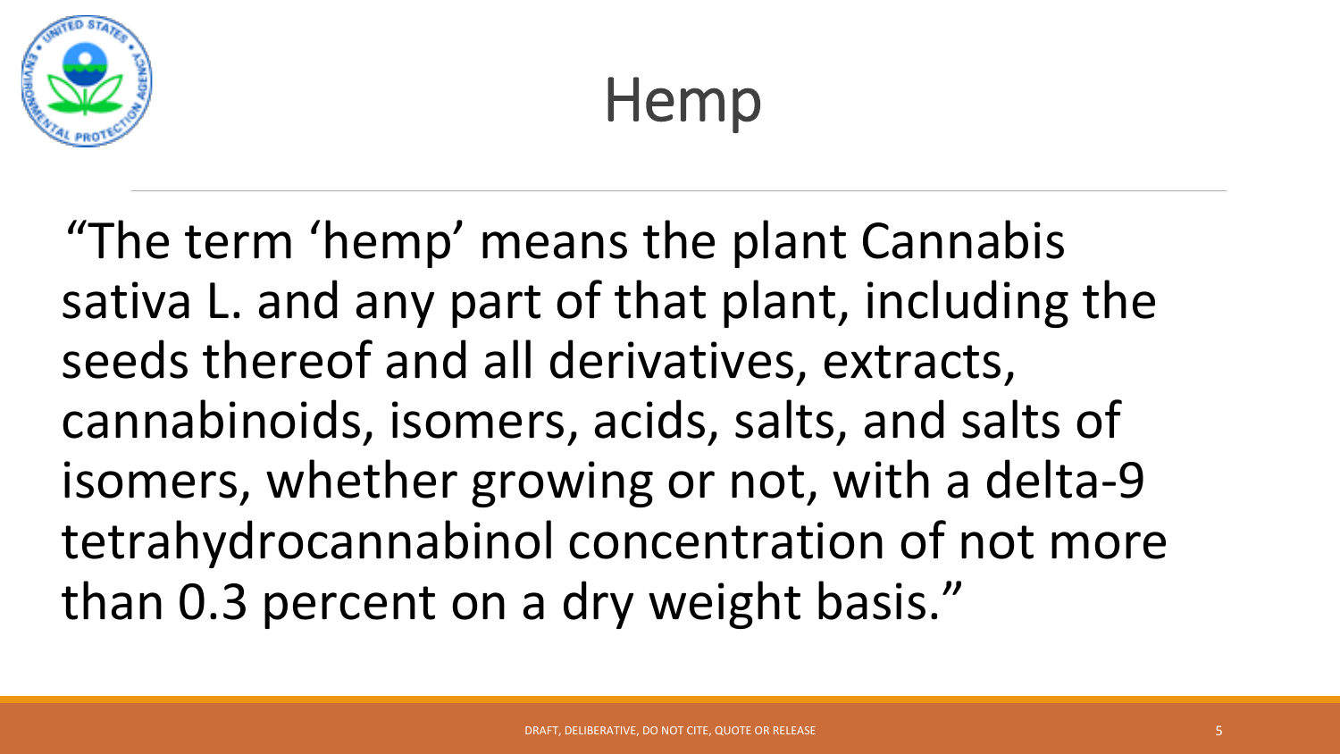# Hemp

"The term 'hemp' means the plant Cannabis sativa L. and any part of that plant, including the seeds thereof and all derivatives, extracts, cannabinoids, isomers, acids, salts, and salts of isomers, whether growing or not, with a delta-9 tetrahydrocannabinol concentration of not more than 0.3 percent on a dry weight basis."

DRAFT, DELIBERATIVE, DO NOT CITE, QUOTE OR RELEASE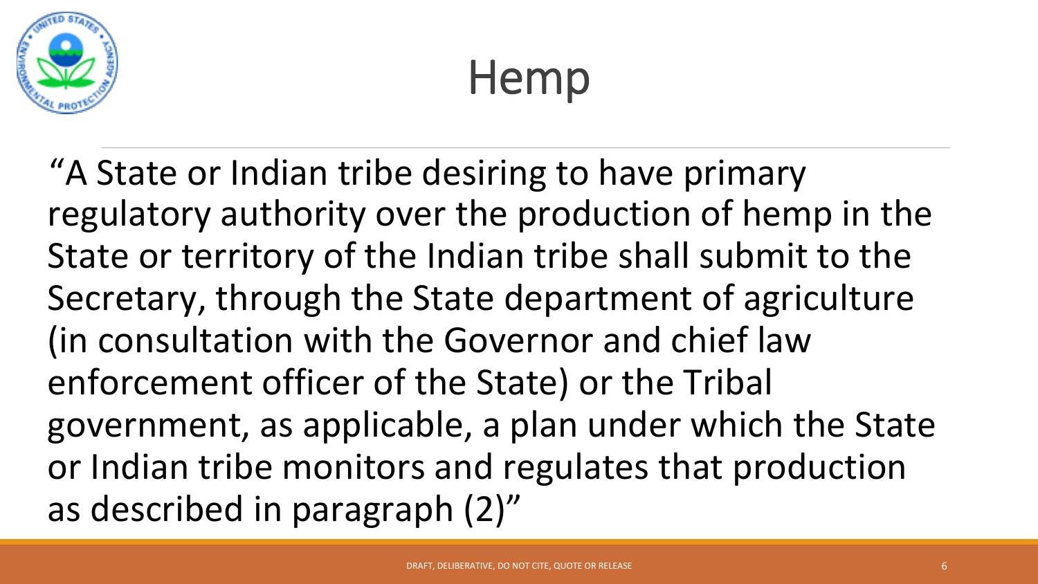# Hemp

"A State or Indian tribe desiring to have primary regulatory authority over the production of hemp in the State or territory of the Indian tribe shall submit to the Secretary, through the State department of agriculture (in consultation with the Governor and chief law enforcement officer of the State) or the Tribal government, as applicable, a plan under which the State or Indian tribe monitors and regulates that production as described in paragraph (2)"

DRAFT, DELIBERATIVE, DO NOT CITE, QUOTE OR RELEASE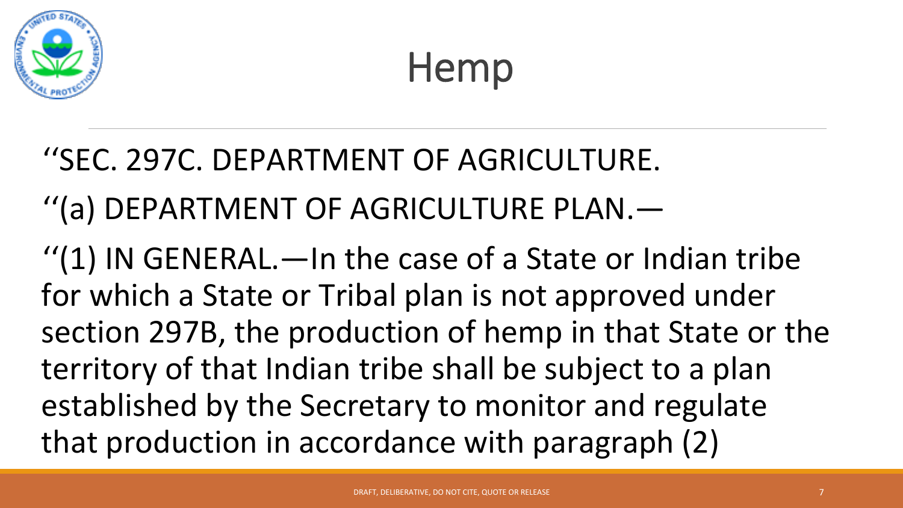# Hemp

''SEC. 297C. DEPARTMENT OF AGRICULTURE.

''(a) DEPARTMENT OF AGRICULTURE PLAN.—

''(1) IN GENERAL.—In the case of a State or Indian tribe for which a State or Tribal plan is not approved under section 297B, the production of hemp in that State or the territory of that Indian tribe shall be subject to a plan established by the Secretary to monitor and regulate that production in accordance with paragraph (2)

DRAFT, DELIBERATIVE, DO NOT CITE, QUOTE OR RELEASE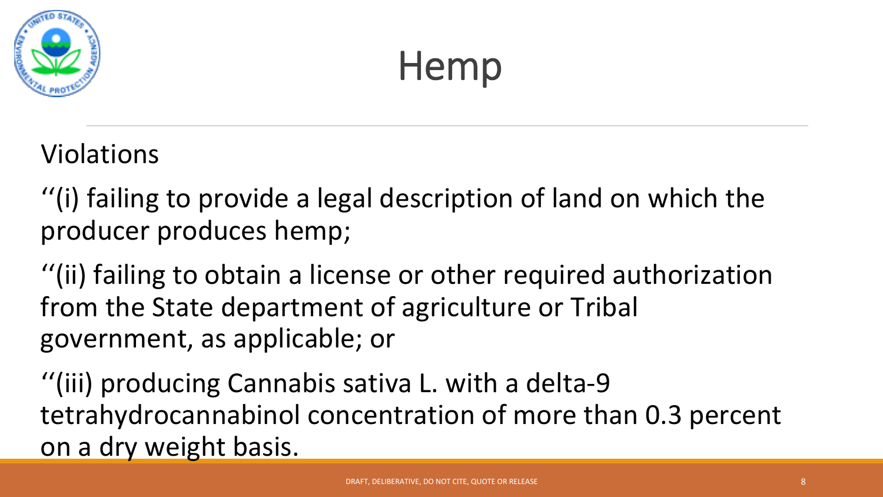# Hemp

Violations

''(i) failing to provide a legal description of land on which the producer produces hemp;

''(ii) failing to obtain a license or other required authorization from the State department of agriculture or Tribal government, as applicable; or

''(iii) producing Cannabis sativa L. with a delta-9 tetrahydrocannabinol concentration of more than 0.3 percent on a dry weight basis.

DRAFT, DELIBERATIVE, DO NOT CITE, QUOTE OR RELEASE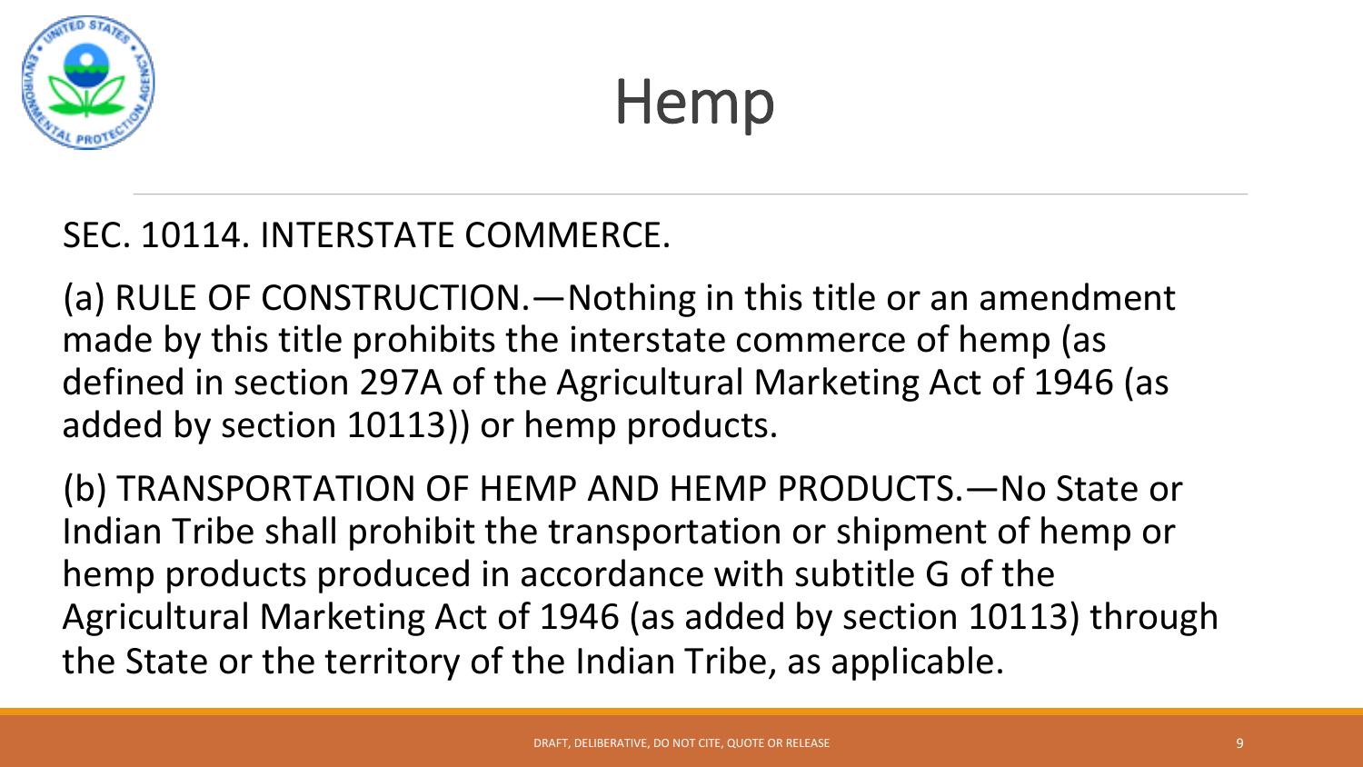# Hemp

SEC. 10114. INTERSTATE COMMERCE.

(a) RULE OF CONSTRUCTION.—Nothing in this title or an amendment made by this title prohibits the interstate commerce of hemp (as defined in section 297A of the Agricultural Marketing Act of 1946 (as added by section 10113)) or hemp products.

(b) TRANSPORTATION OF HEMP AND HEMP PRODUCTS.—No State or Indian Tribe shall prohibit the transportation or shipment of hemp or hemp products produced in accordance with subtitle G of the Agricultural Marketing Act of 1946 (as added by section 10113) through the State or the territory of the Indian Tribe, as applicable.

DRAFT, DELIBERATIVE, DO NOT CITE, QUOTE OR RELEASE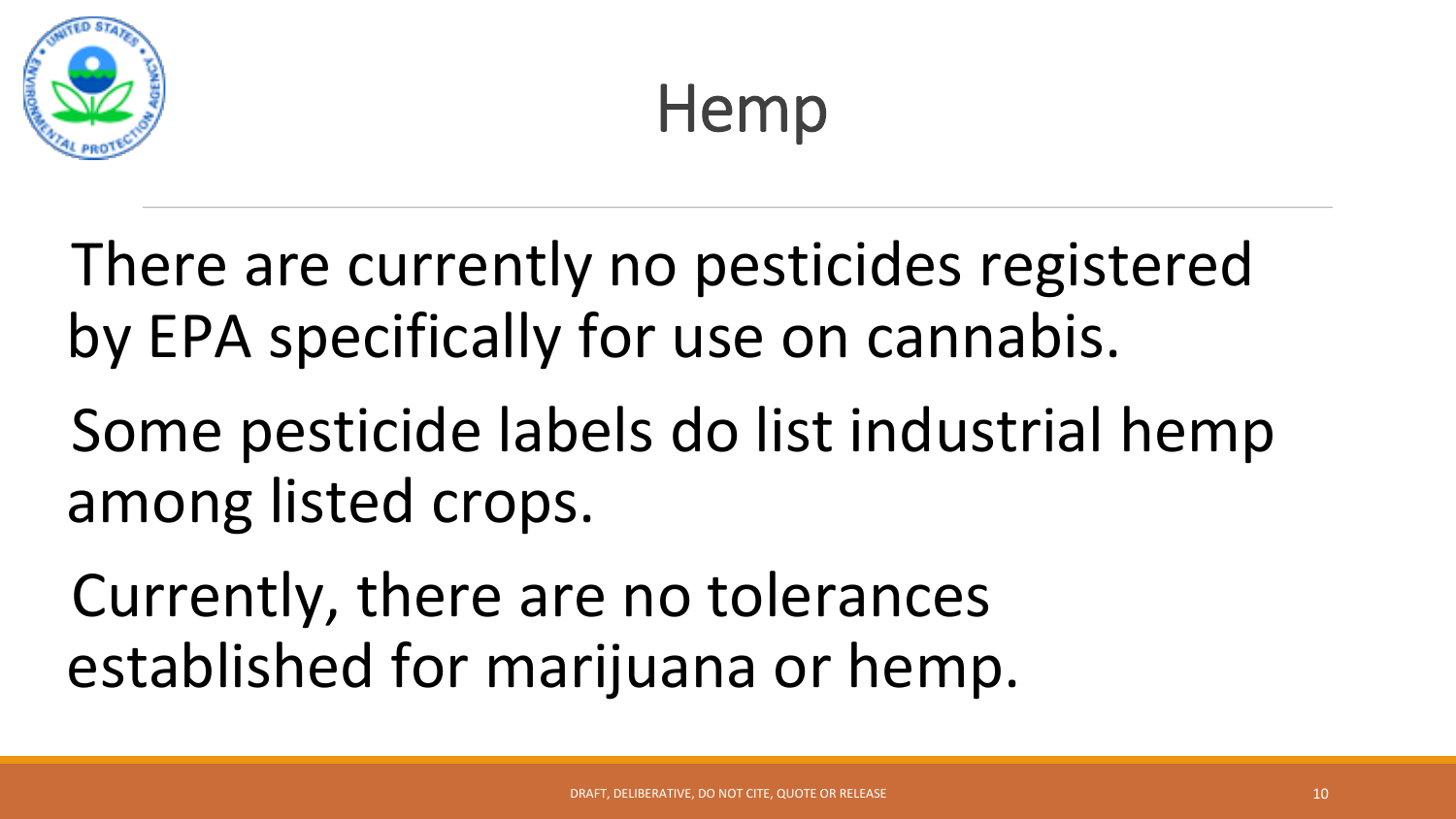# Hemp

There are currently no pesticides registered by EPA specifically for use on cannabis.

Some pesticide labels do list industrial hemp among listed crops.

Currently, there are no tolerances established for marijuana or hemp.

DRAFT, DELIBERATIVE, DO NOT CITE, QUOTE OR RELEASE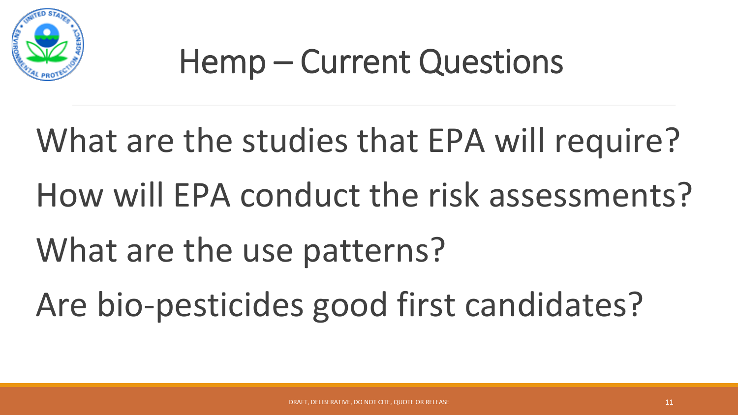# Hemp – Current Questions

What are the studies that EPA will require?

How will EPA conduct the risk assessments?

What are the use patterns?

Are bio-pesticides good first candidates?

DRAFT, DELIBERATIVE, DO NOT CITE, QUOTE OR RELEASE